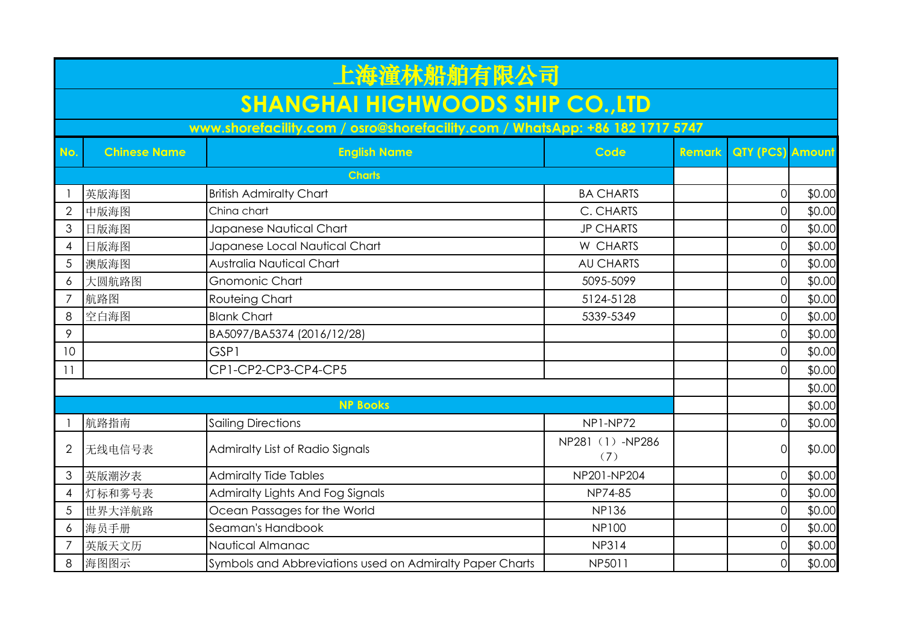# 上海潼林船舶有限公司

# SHANGHAI HIGHWOODS SHIP CO.,LTD

www.shorefacility.com / osro@shorefacility.com / WhatsApp: +86 182 1717 5747

| No. | Chinese Name | English Name | Code | Remark | QTY (PCS) | Amount |
|---|---|---|---|---|---|---|
| Charts | | | | | | |
| 1 | 英版海图 | British Admiralty Chart | BA CHARTS | | 0 | $0.00 |
| 2 | 中版海图 | China chart | C. CHARTS | | 0 | $0.00 |
| 3 | 日版海图 | Japanese Nautical Chart | JP CHARTS | | 0 | $0.00 |
| 4 | 日版海图 | Japanese Local Nautical Chart | W CHARTS | | 0 | $0.00 |
| 5 | 澳版海图 | Australia Nautical Chart | AU CHARTS | | 0 | $0.00 |
| 6 | 大圆航路图 | Gnomonic Chart | 5095-5099 | | 0 | $0.00 |
| 7 | 航路图 | Routeing Chart | 5124-5128 | | 0 | $0.00 |
| 8 | 空白海图 | Blank Chart | 5339-5349 | | 0 | $0.00 |
| 9 | | BA5097/BA5374 (2016/12/28) | | | 0 | $0.00 |
| 10 | | GSP1 | | | 0 | $0.00 |
| 11 | | CP1-CP2-CP3-CP4-CP5 | | | 0 | $0.00 |
| | | | | | | $0.00 |
| NP Books | | | | | | $0.00 |
| 1 | 航路指南 | Sailing Directions | NP1-NP72 | | 0 | $0.00 |
| 2 | 无线电信号表 | Admiralty List of Radio Signals | NP281（1）-NP286（7） | | 0 | $0.00 |
| 3 | 英版潮汐表 | Admiralty Tide Tables | NP201-NP204 | | 0 | $0.00 |
| 4 | 灯标和雾号表 | Admiralty Lights And Fog Signals | NP74-85 | | 0 | $0.00 |
| 5 | 世界大洋航路 | Ocean Passages for the World | NP136 | | 0 | $0.00 |
| 6 | 海员手册 | Seaman's Handbook | NP100 | | 0 | $0.00 |
| 7 | 英版天文历 | Nautical Almanac | NP314 | | 0 | $0.00 |
| 8 | 海图图示 | Symbols and Abbreviations used on Admiralty Paper Charts | NP5011 | | 0 | $0.00 |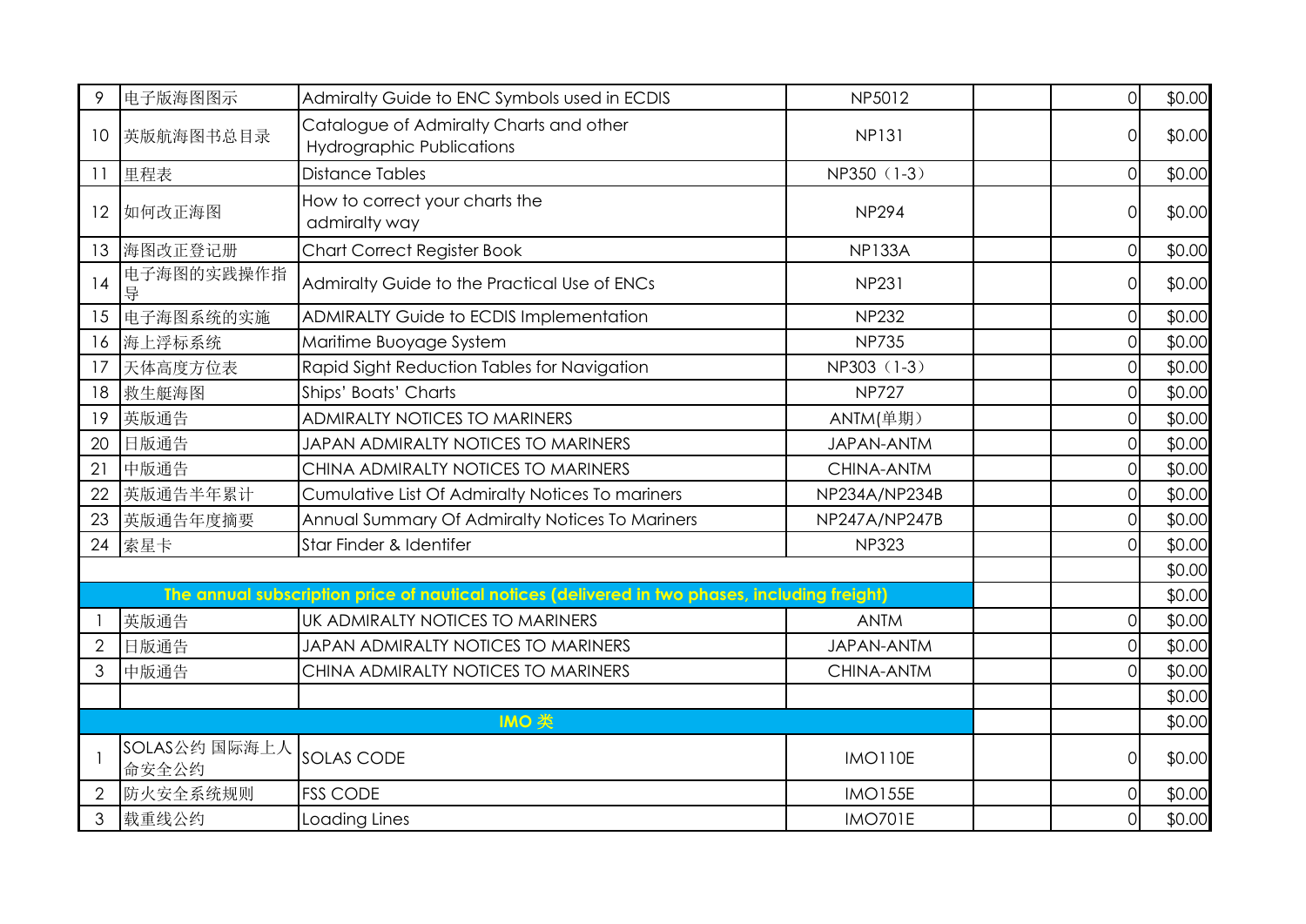| | | | | | | |
|---|---|---|---|---|---|---|
| 9 | 电子版海图图示 | Admiralty Guide to ENC Symbols used in ECDIS | NP5012 | | 0 | $0.00 |
| 10 | 英版航海图书总目录 | Catalogue of Admiralty Charts and other Hydrographic Publications | NP131 | | 0 | $0.00 |
| 11 | 里程表 | Distance Tables | NP350（1-3） | | 0 | $0.00 |
| 12 | 如何改正海图 | How to correct your charts the admiralty way | NP294 | | 0 | $0.00 |
| 13 | 海图改正登记册 | Chart Correct Register Book | NP133A | | 0 | $0.00 |
| 14 | 电子海图的实践操作指导 | Admiralty Guide to the Practical Use of ENCs | NP231 | | 0 | $0.00 |
| 15 | 电子海图系统的实施 | ADMIRALTY Guide to ECDIS Implementation | NP232 | | 0 | $0.00 |
| 16 | 海上浮标系统 | Maritime Buoyage System | NP735 | | 0 | $0.00 |
| 17 | 天体高度方位表 | Rapid Sight Reduction Tables for Navigation | NP303（1-3） | | 0 | $0.00 |
| 18 | 救生艇海图 | Ships' Boats' Charts | NP727 | | 0 | $0.00 |
| 19 | 英版通告 | ADMIRALTY NOTICES TO MARINERS | ANTM(单期） | | 0 | $0.00 |
| 20 | 日版通告 | JAPAN ADMIRALTY NOTICES TO MARINERS | JAPAN-ANTM | | 0 | $0.00 |
| 21 | 中版通告 | CHINA ADMIRALTY NOTICES TO MARINERS | CHINA-ANTM | | 0 | $0.00 |
| 22 | 英版通告半年累计 | Cumulative List Of Admiralty Notices To mariners | NP234A/NP234B | | 0 | $0.00 |
| 23 | 英版通告年度摘要 | Annual Summary Of Admiralty Notices To Mariners | NP247A/NP247B | | 0 | $0.00 |
| 24 | 索星卡 | Star Finder & Identifer | NP323 | | 0 | $0.00 |
| | | | | | | $0.00 |
| **The annual subscription price of nautical notices (delivered in two phases, including freight)** | | | | | | $0.00 |
| 1 | 英版通告 | UK ADMIRALTY NOTICES TO MARINERS | ANTM | | 0 | $0.00 |
| 2 | 日版通告 | JAPAN ADMIRALTY NOTICES TO MARINERS | JAPAN-ANTM | | 0 | $0.00 |
| 3 | 中版通告 | CHINA ADMIRALTY NOTICES TO MARINERS | CHINA-ANTM | | 0 | $0.00 |
| | | | | | | $0.00 |
| **IMO 类** | | | | | | $0.00 |
| 1 | SOLAS公约 国际海上人命安全公约 | SOLAS CODE | IMO110E | | 0 | $0.00 |
| 2 | 防火安全系统规则 | FSS CODE | IMO155E | | 0 | $0.00 |
| 3 | 载重线公约 | Loading Lines | IMO701E | | 0 | $0.00 |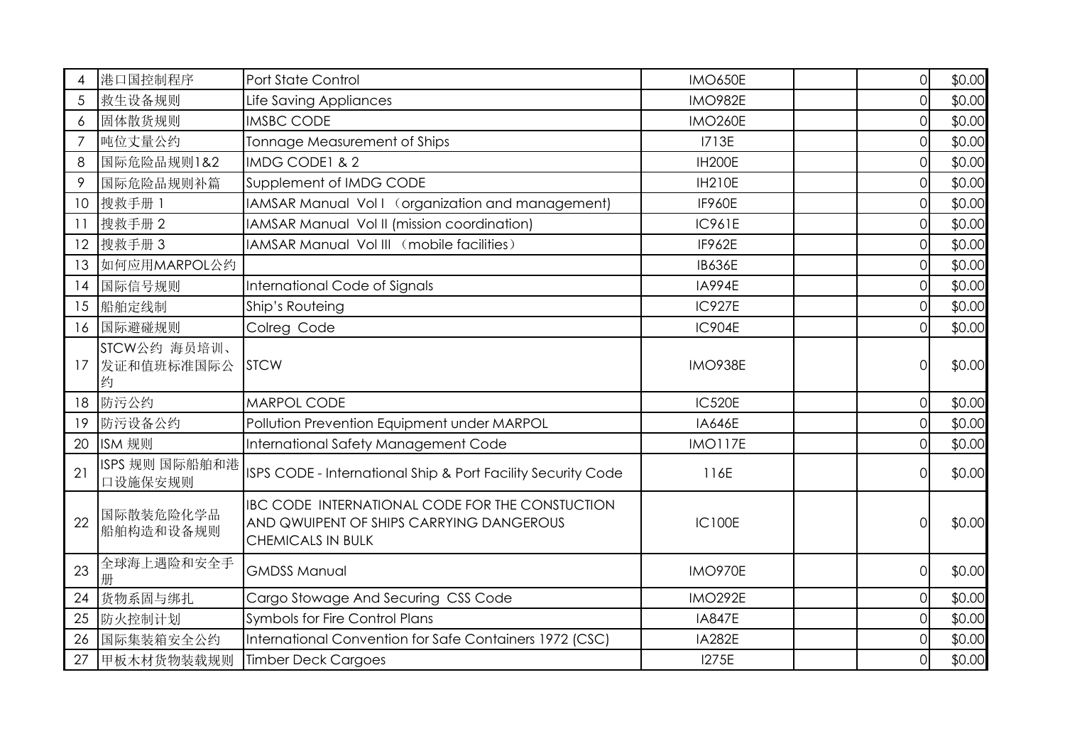| | | | | | | |
|---|---|---|---|---|---|---|
| 4 | 港口国控制程序 | Port State Control | IMO650E | | 0 | $0.00 |
| 5 | 救生设备规则 | Life Saving Appliances | IMO982E | | 0 | $0.00 |
| 6 | 固体散货规则 | IMSBC CODE | IMO260E | | 0 | $0.00 |
| 7 | 吨位丈量公约 | Tonnage Measurement of Ships | I713E | | 0 | $0.00 |
| 8 | 国际危险品规则1&2 | IMDG CODE1 & 2 | IH200E | | 0 | $0.00 |
| 9 | 国际危险品规则补篇 | Supplement of IMDG CODE | IH210E | | 0 | $0.00 |
| 10 | 搜救手册 1 | IAMSAR Manual Vol I （organization and management) | IF960E | | 0 | $0.00 |
| 11 | 搜救手册 2 | IAMSAR Manual Vol II (mission coordination) | IC961E | | 0 | $0.00 |
| 12 | 搜救手册 3 | IAMSAR Manual Vol III （mobile facilities） | IF962E | | 0 | $0.00 |
| 13 | 如何应用MARPOL公约 | | IB636E | | 0 | $0.00 |
| 14 | 国际信号规则 | International Code of Signals | IA994E | | 0 | $0.00 |
| 15 | 船舶定线制 | Ship's Routeing | IC927E | | 0 | $0.00 |
| 16 | 国际避碰规则 | Colreg Code | IC904E | | 0 | $0.00 |
| 17 | STCW公约 海员培训、发证和值班标准国际公约 | STCW | IMO938E | | 0 | $0.00 |
| 18 | 防污公约 | MARPOL CODE | IC520E | | 0 | $0.00 |
| 19 | 防污设备公约 | Pollution Prevention Equipment under MARPOL | IA646E | | 0 | $0.00 |
| 20 | ISM 规则 | International Safety Management Code | IMO117E | | 0 | $0.00 |
| 21 | ISPS 规则 国际船舶和港口设施保安规则 | ISPS CODE - International Ship & Port Facility Security Code | 116E | | 0 | $0.00 |
| 22 | 国际散装危险化学品船舶构造和设备规则 | IBC CODE INTERNATIONAL CODE FOR THE CONSTUCTION AND QWUIPENT OF SHIPS CARRYING DANGEROUS CHEMICALS IN BULK | IC100E | | 0 | $0.00 |
| 23 | 全球海上遇险和安全手册 | GMDSS Manual | IMO970E | | 0 | $0.00 |
| 24 | 货物系固与绑扎 | Cargo Stowage And Securing CSS Code | IMO292E | | 0 | $0.00 |
| 25 | 防火控制计划 | Symbols for Fire Control Plans | IA847E | | 0 | $0.00 |
| 26 | 国际集装箱安全公约 | International Convention for Safe Containers 1972 (CSC) | IA282E | | 0 | $0.00 |
| 27 | 甲板木材货物装载规则 | Timber Deck Cargoes | I275E | | 0 | $0.00 |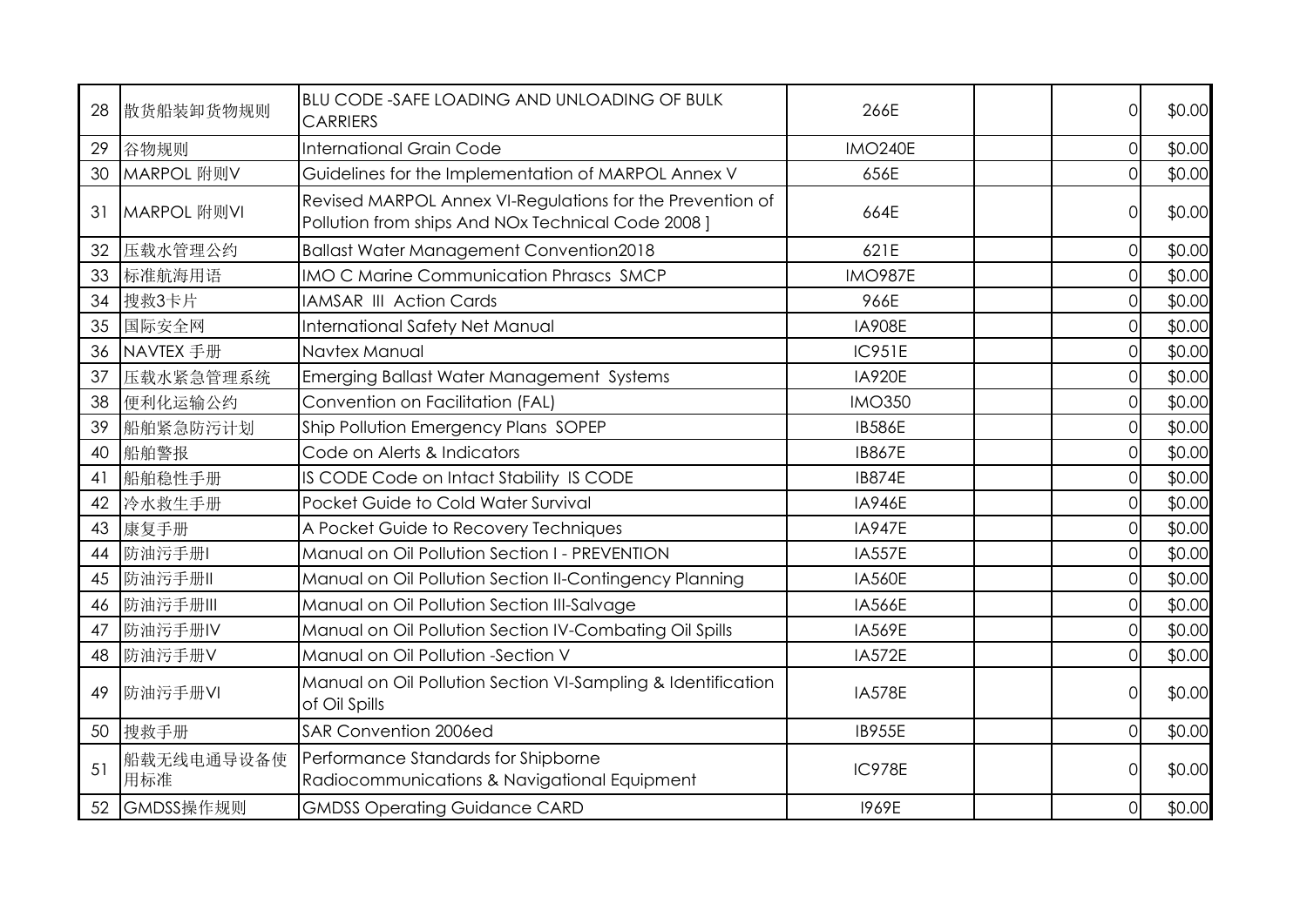| | | | | | | |
|---|---|---|---|---|---|---|
| 28 | 散货船装卸货物规则 | BLU CODE -SAFE LOADING AND UNLOADING OF BULK CARRIERS | 266E | | 0 | $0.00 |
| 29 | 谷物规则 | International Grain Code | IMO240E | | 0 | $0.00 |
| 30 | MARPOL 附则V | Guidelines for the Implementation of MARPOL Annex V | 656E | | 0 | $0.00 |
| 31 | MARPOL 附则VI | Revised MARPOL Annex VI-Regulations for the Prevention of Pollution from ships And NOx Technical Code 2008 ] | 664E | | 0 | $0.00 |
| 32 | 压载水管理公约 | Ballast Water Management Convention2018 | 621E | | 0 | $0.00 |
| 33 | 标准航海用语 | IMO C Marine Communication Phrascs SMCP | IMO987E | | 0 | $0.00 |
| 34 | 搜救3卡片 | IAMSAR III Action Cards | 966E | | 0 | $0.00 |
| 35 | 国际安全网 | International Safety Net Manual | IA908E | | 0 | $0.00 |
| 36 | NAVTEX 手册 | Navtex Manual | IC951E | | 0 | $0.00 |
| 37 | 压载水紧急管理系统 | Emerging Ballast Water Management Systems | IA920E | | 0 | $0.00 |
| 38 | 便利化运输公约 | Convention on Facilitation (FAL) | IMO350 | | 0 | $0.00 |
| 39 | 船舶紧急防污计划 | Ship Pollution Emergency Plans SOPEP | IB586E | | 0 | $0.00 |
| 40 | 船舶警报 | Code on Alerts & Indicators | IB867E | | 0 | $0.00 |
| 41 | 船舶稳性手册 | IS CODE Code on Intact Stability IS CODE | IB874E | | 0 | $0.00 |
| 42 | 冷水救生手册 | Pocket Guide to Cold Water Survival | IA946E | | 0 | $0.00 |
| 43 | 康复手册 | A Pocket Guide to Recovery Techniques | IA947E | | 0 | $0.00 |
| 44 | 防油污手册I | Manual on Oil Pollution Section I - PREVENTION | IA557E | | 0 | $0.00 |
| 45 | 防油污手册II | Manual on Oil Pollution Section II-Contingency Planning | IA560E | | 0 | $0.00 |
| 46 | 防油污手册III | Manual on Oil Pollution Section III-Salvage | IA566E | | 0 | $0.00 |
| 47 | 防油污手册IV | Manual on Oil Pollution Section IV-Combating Oil Spills | IA569E | | 0 | $0.00 |
| 48 | 防油污手册V | Manual on Oil Pollution -Section V | IA572E | | 0 | $0.00 |
| 49 | 防油污手册VI | Manual on Oil Pollution Section VI-Sampling & Identification of Oil Spills | IA578E | | 0 | $0.00 |
| 50 | 搜救手册 | SAR Convention 2006ed | IB955E | | 0 | $0.00 |
| 51 | 船载无线电通导设备使用标准 | Performance Standards for Shipborne Radiocommunications & Navigational Equipment | IC978E | | 0 | $0.00 |
| 52 | GMDSS操作规则 | GMDSS Operating Guidance CARD | I969E | | 0 | $0.00 |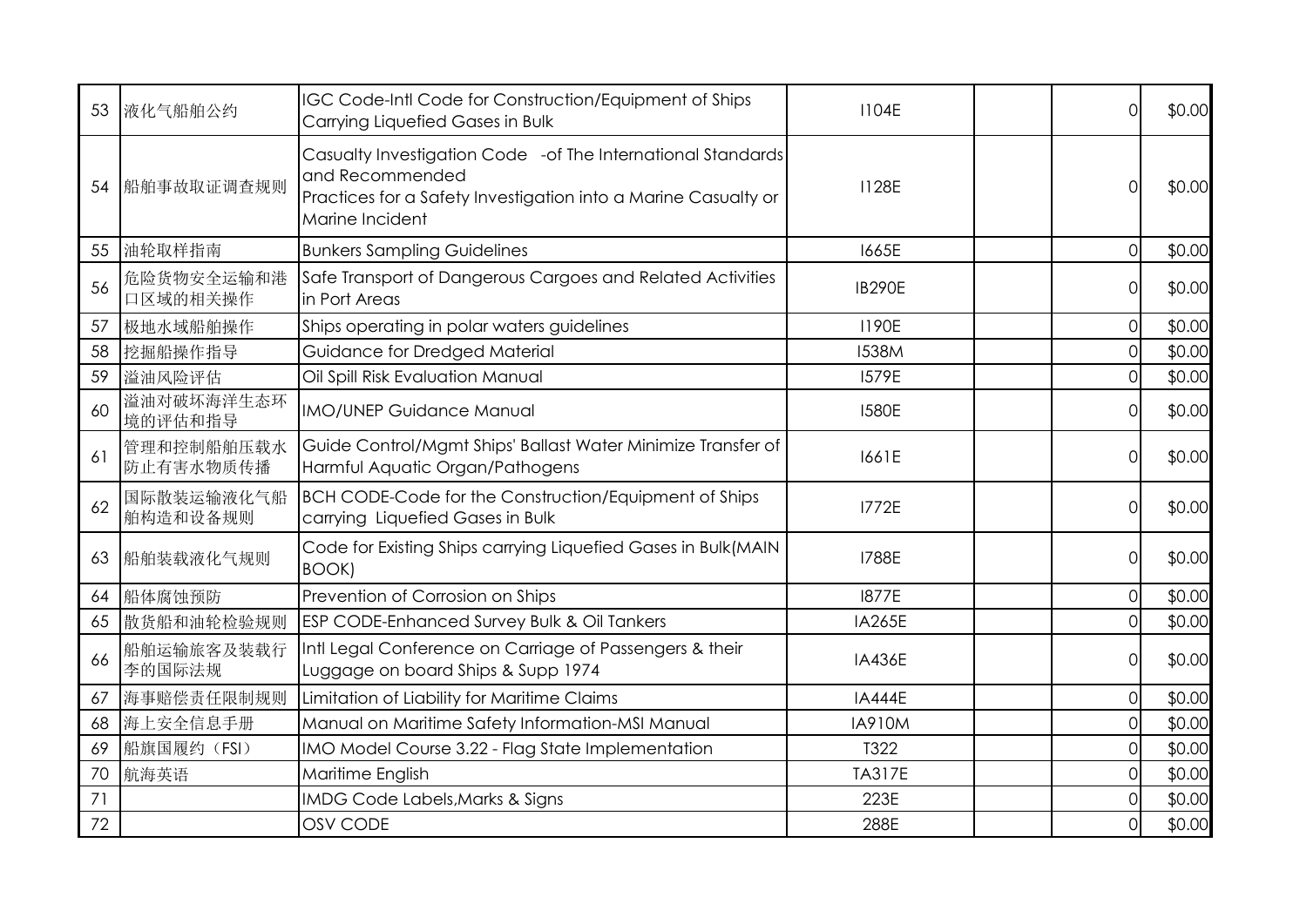| | | | | | | |
|---|---|---|---|---|---|---|
| 53 | 液化气船舶公约 | IGC Code-Intl Code for Construction/Equipment of Ships Carrying Liquefied Gases in Bulk | I104E | | 0 | $0.00 |
| 54 | 船舶事故取证调查规则 | Casualty Investigation Code -of The International Standards and Recommended Practices for a Safety Investigation into a Marine Casualty or Marine Incident | I128E | | 0 | $0.00 |
| 55 | 油轮取样指南 | Bunkers Sampling Guidelines | I665E | | 0 | $0.00 |
| 56 | 危险货物安全运输和港口区域的相关操作 | Safe Transport of Dangerous Cargoes and Related Activities in Port Areas | IB290E | | 0 | $0.00 |
| 57 | 极地水域船舶操作 | Ships operating in polar waters guidelines | I190E | | 0 | $0.00 |
| 58 | 挖掘船操作指导 | Guidance for Dredged Material | I538M | | 0 | $0.00 |
| 59 | 溢油风险评估 | Oil Spill Risk Evaluation Manual | I579E | | 0 | $0.00 |
| 60 | 溢油对破坏海洋生态环境的评估和指导 | IMO/UNEP Guidance Manual | I580E | | 0 | $0.00 |
| 61 | 管理和控制船舶压载水防止有害水物质传播 | Guide Control/Mgmt Ships' Ballast Water Minimize Transfer of Harmful Aquatic Organ/Pathogens | I661E | | 0 | $0.00 |
| 62 | 国际散装运输液化气船舶构造和设备规则 | BCH CODE-Code for the Construction/Equipment of Ships carrying Liquefied Gases in Bulk | I772E | | 0 | $0.00 |
| 63 | 船舶装载液化气规则 | Code for Existing Ships carrying Liquefied Gases in Bulk(MAIN BOOK) | I788E | | 0 | $0.00 |
| 64 | 船体腐蚀预防 | Prevention of Corrosion on Ships | I877E | | 0 | $0.00 |
| 65 | 散货船和油轮检验规则 | ESP CODE-Enhanced Survey Bulk & Oil Tankers | IA265E | | 0 | $0.00 |
| 66 | 船舶运输旅客及装载行李的国际法规 | Intl Legal Conference on Carriage of Passengers & their Luggage on board Ships & Supp 1974 | IA436E | | 0 | $0.00 |
| 67 | 海事赔偿责任限制规则 | Limitation of Liability for Maritime Claims | IA444E | | 0 | $0.00 |
| 68 | 海上安全信息手册 | Manual on Maritime Safety Information-MSI Manual | IA910M | | 0 | $0.00 |
| 69 | 船旗国履约（FSI） | IMO Model Course 3.22 - Flag State Implementation | T322 | | 0 | $0.00 |
| 70 | 航海英语 | Maritime English | TA317E | | 0 | $0.00 |
| 71 | | IMDG Code Labels,Marks & Signs | 223E | | 0 | $0.00 |
| 72 | | OSV CODE | 288E | | 0 | $0.00 |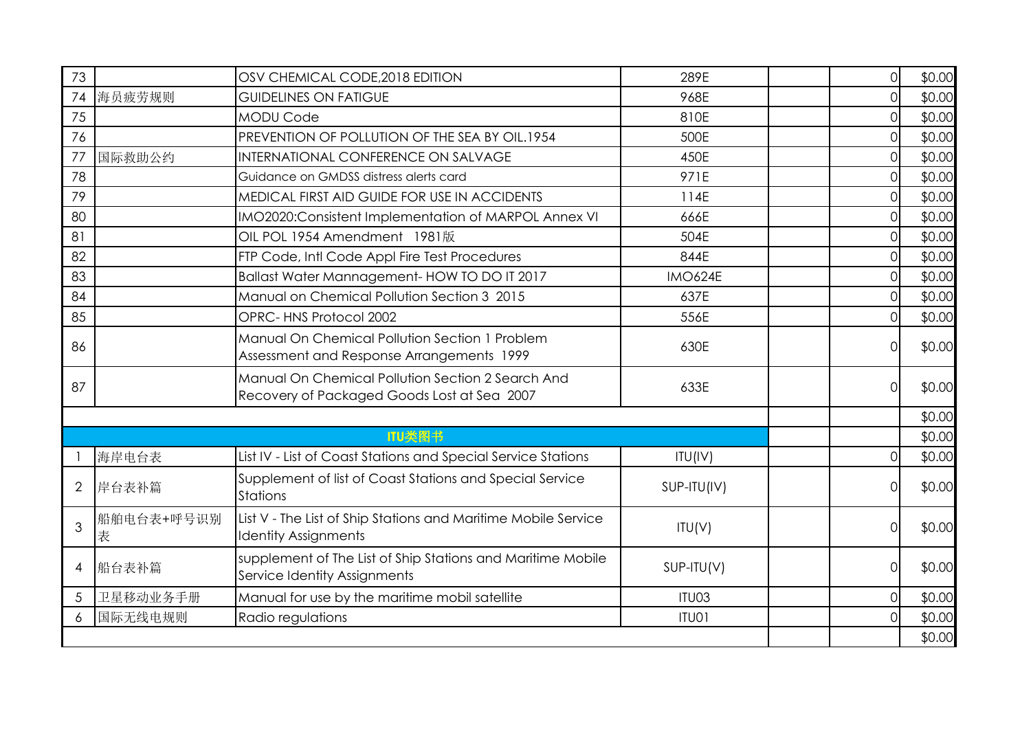| | | | | | | |
|---|---|---|---|---|---|---|
| 73 | | OSV CHEMICAL CODE,2018 EDITION | 289E | | 0 | $0.00 |
| 74 | 海员疲劳规则 | GUIDELINES ON FATIGUE | 968E | | 0 | $0.00 |
| 75 | | MODU Code | 810E | | 0 | $0.00 |
| 76 | | PREVENTION OF POLLUTION OF THE SEA BY OIL.1954 | 500E | | 0 | $0.00 |
| 77 | 国际救助公约 | INTERNATIONAL CONFERENCE ON SALVAGE | 450E | | 0 | $0.00 |
| 78 | | Guidance on GMDSS distress alerts card | 971E | | 0 | $0.00 |
| 79 | | MEDICAL FIRST AID GUIDE FOR USE IN ACCIDENTS | 114E | | 0 | $0.00 |
| 80 | | IMO2020:Consistent Implementation of MARPOL Annex VI | 666E | | 0 | $0.00 |
| 81 | | OIL POL 1954 Amendment 1981版 | 504E | | 0 | $0.00 |
| 82 | | FTP Code, Intl Code Appl Fire Test Procedures | 844E | | 0 | $0.00 |
| 83 | | Ballast Water Mannagement- HOW TO DO IT 2017 | IMO624E | | 0 | $0.00 |
| 84 | | Manual on Chemical Pollution Section 3 2015 | 637E | | 0 | $0.00 |
| 85 | | OPRC- HNS Protocol 2002 | 556E | | 0 | $0.00 |
| 86 | | Manual On Chemical Pollution Section 1 Problem Assessment and Response Arrangements 1999 | 630E | | 0 | $0.00 |
| 87 | | Manual On Chemical Pollution Section 2 Search And Recovery of Packaged Goods Lost at Sea 2007 | 633E | | 0 | $0.00 |
| | | | | | | $0.00 |
| | | **ITU类图书** | | | | $0.00 |
| 1 | 海岸电台表 | List IV - List of Coast Stations and Special Service Stations | ITU(IV) | | 0 | $0.00 |
| 2 | 岸台表补篇 | Supplement of list of Coast Stations and Special Service Stations | SUP-ITU(IV) | | 0 | $0.00 |
| 3 | 船舶电台表+呼号识别表 | List V - The List of Ship Stations and Maritime Mobile Service Identity Assignments | ITU(V) | | 0 | $0.00 |
| 4 | 船台表补篇 | supplement of The List of Ship Stations and Maritime Mobile Service Identity Assignments | SUP-ITU(V) | | 0 | $0.00 |
| 5 | 卫星移动业务手册 | Manual for use by the maritime mobil satellite | ITU03 | | 0 | $0.00 |
| 6 | 国际无线电规则 | Radio regulations | ITU01 | | 0 | $0.00 |
| | | | | | | $0.00 |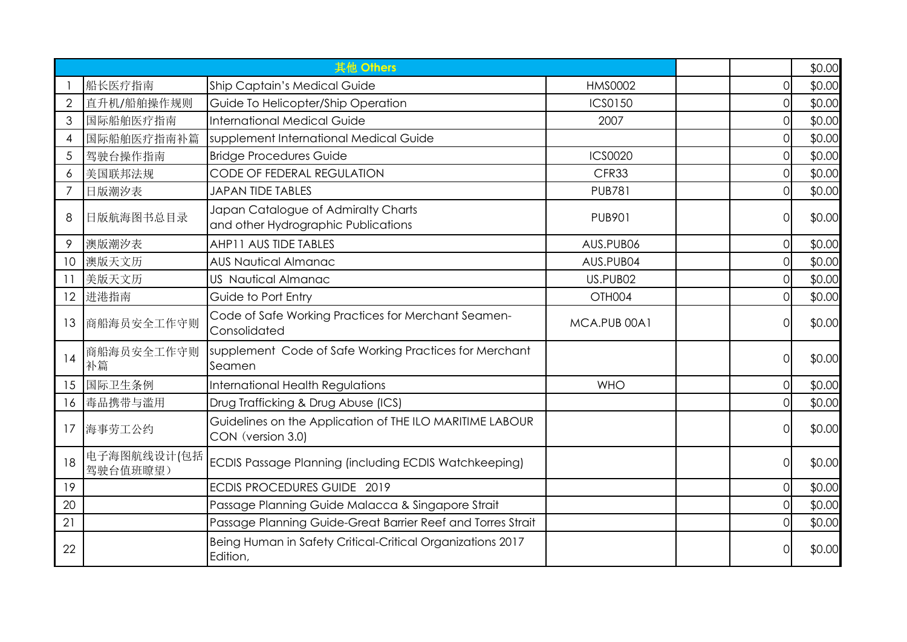| | | | | | | |
|---|---|---|---|---|---|---|
| **其他 Others** | | | | | | $0.00 |
| 1 | 船长医疗指南 | Ship Captain's Medical Guide | HMS0002 | | 0 | $0.00 |
| 2 | 直升机/船舶操作规则 | Guide To Helicopter/Ship Operation | ICS0150 | | 0 | $0.00 |
| 3 | 国际船舶医疗指南 | International Medical Guide | 2007 | | 0 | $0.00 |
| 4 | 国际船舶医疗指南补篇 | supplement International Medical Guide | | | 0 | $0.00 |
| 5 | 驾驶台操作指南 | Bridge Procedures Guide | ICS0020 | | 0 | $0.00 |
| 6 | 美国联邦法规 | CODE OF FEDERAL REGULATION | CFR33 | | 0 | $0.00 |
| 7 | 日版潮汐表 | JAPAN TIDE TABLES | PUB781 | | 0 | $0.00 |
| 8 | 日版航海图书总目录 | Japan Catalogue of Admiralty Charts and other Hydrographic Publications | PUB901 | | 0 | $0.00 |
| 9 | 澳版潮汐表 | AHP11 AUS TIDE TABLES | AUS.PUB06 | | 0 | $0.00 |
| 10 | 澳版天文历 | AUS Nautical Almanac | AUS.PUB04 | | 0 | $0.00 |
| 11 | 美版天文历 | US Nautical Almanac | US.PUB02 | | 0 | $0.00 |
| 12 | 进港指南 | Guide to Port Entry | OTH004 | | 0 | $0.00 |
| 13 | 商船海员安全工作守则 | Code of Safe Working Practices for Merchant Seamen-Consolidated | MCA.PUB 00A1 | | 0 | $0.00 |
| 14 | 商船海员安全工作守则补篇 | supplement Code of Safe Working Practices for Merchant Seamen | | | 0 | $0.00 |
| 15 | 国际卫生条例 | International Health Regulations | WHO | | 0 | $0.00 |
| 16 | 毒品携带与滥用 | Drug Trafficking & Drug Abuse (ICS) | | | 0 | $0.00 |
| 17 | 海事劳工公约 | Guidelines on the Application of THE ILO MARITIME LABOUR CON（version 3.0) | | | 0 | $0.00 |
| 18 | 电子海图航线设计(包括驾驶台值班瞭望） | ECDIS Passage Planning (including ECDIS Watchkeeping) | | | 0 | $0.00 |
| 19 | | ECDIS PROCEDURES GUIDE 2019 | | | 0 | $0.00 |
| 20 | | Passage Planning Guide Malacca & Singapore Strait | | | 0 | $0.00 |
| 21 | | Passage Planning Guide-Great Barrier Reef and Torres Strait | | | 0 | $0.00 |
| 22 | | Being Human in Safety Critical-Critical Organizations 2017 Edition, | | | 0 | $0.00 |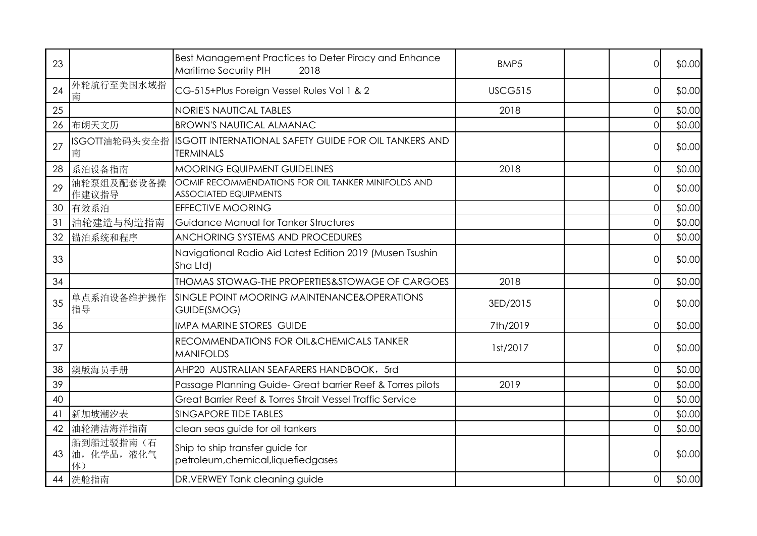| | | | | | | |
|---|---|---|---|---|---|---|
| 23 | | Best Management Practices to Deter Piracy and Enhance Maritime Security PIH 2018 | BMP5 | | 0 | $0.00 |
| 24 | 外轮航行至美国水域指南 | CG-515+Plus Foreign Vessel Rules Vol 1 & 2 | USCG515 | | 0 | $0.00 |
| 25 | | NORIE'S NAUTICAL TABLES | 2018 | | 0 | $0.00 |
| 26 | 布朗天文历 | BROWN'S NAUTICAL ALMANAC | | | 0 | $0.00 |
| 27 | ISGOTT油轮码头安全指南 | ISGOTT INTERNATIONAL SAFETY GUIDE FOR OIL TANKERS AND TERMINALS | | | 0 | $0.00 |
| 28 | 系泊设备指南 | MOORING EQUIPMENT GUIDELINES | 2018 | | 0 | $0.00 |
| 29 | 油轮泵组及配套设备操作建议指导 | OCMIF RECOMMENDATIONS FOR OIL TANKER MINIFOLDS AND ASSOCIATED EQUIPMENTS | | | 0 | $0.00 |
| 30 | 有效系泊 | EFFECTIVE MOORING | | | 0 | $0.00 |
| 31 | 油轮建造与构造指南 | Guidance Manual for Tanker Structures | | | 0 | $0.00 |
| 32 | 锚泊系统和程序 | ANCHORING SYSTEMS AND PROCEDURES | | | 0 | $0.00 |
| 33 | | Navigational Radio Aid Latest Edition 2019 (Musen Tsushin Sha Ltd) | | | 0 | $0.00 |
| 34 | | THOMAS STOWAG-THE PROPERTIES&STOWAGE OF CARGOES | 2018 | | 0 | $0.00 |
| 35 | 单点系泊设备维护操作指导 | SINGLE POINT MOORING MAINTENANCE&OPERATIONS GUIDE(SMOG) | 3ED/2015 | | 0 | $0.00 |
| 36 | | IMPA MARINE STORES GUIDE | 7th/2019 | | 0 | $0.00 |
| 37 | | RECOMMENDATIONS FOR OIL&CHEMICALS TANKER MANIFOLDS | 1st/2017 | | 0 | $0.00 |
| 38 | 澳版海员手册 | AHP20 AUSTRALIAN SEAFARERS HANDBOOK，5rd | | | 0 | $0.00 |
| 39 | | Passage Planning Guide- Great barrier Reef & Torres pilots | 2019 | | 0 | $0.00 |
| 40 | | Great Barrier Reef & Torres Strait Vessel Traffic Service | | | 0 | $0.00 |
| 41 | 新加坡潮汐表 | SINGAPORE TIDE TABLES | | | 0 | $0.00 |
| 42 | 油轮清洁海洋指南 | clean seas guide for oil tankers | | | 0 | $0.00 |
| 43 | 船到船过驳指南（石油，化学品，液化气体） | Ship to ship transfer guide for petroleum,chemical,liquefiedgases | | | 0 | $0.00 |
| 44 | 洗舱指南 | DR.VERWEY Tank cleaning guide | | | 0 | $0.00 |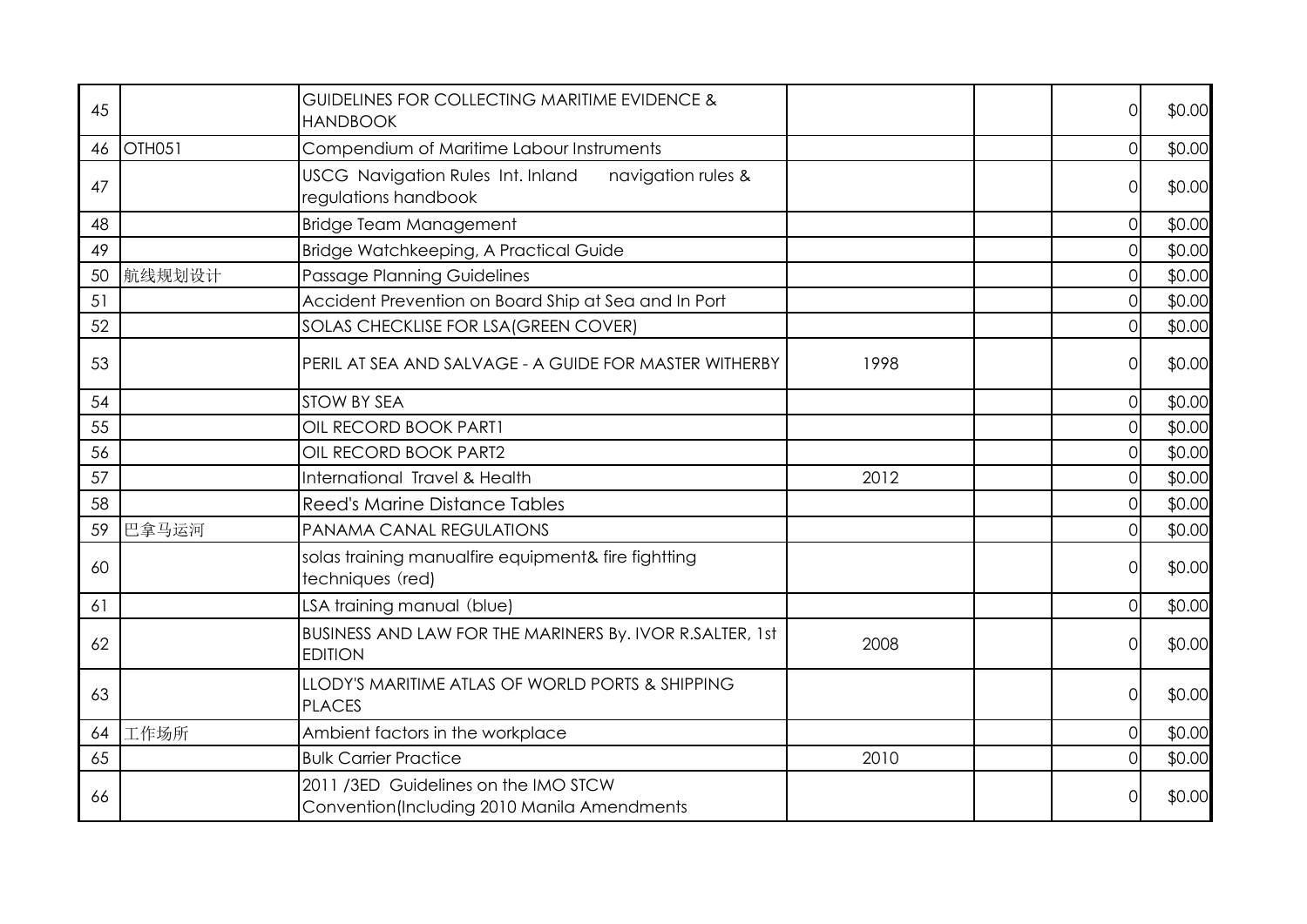| | | | | | | |
|---|---|---|---|---|---|---|
| 45 | | GUIDELINES FOR COLLECTING MARITIME EVIDENCE & HANDBOOK | | | 0 | $0.00 |
| 46 | OTH051 | Compendium of Maritime Labour Instruments | | | 0 | $0.00 |
| 47 | | USCG Navigation Rules Int. Inland navigation rules & regulations handbook | | | 0 | $0.00 |
| 48 | | Bridge Team Management | | | 0 | $0.00 |
| 49 | | Bridge Watchkeeping, A Practical Guide | | | 0 | $0.00 |
| 50 | 航线规划设计 | Passage Planning Guidelines | | | 0 | $0.00 |
| 51 | | Accident Prevention on Board Ship at Sea and In Port | | | 0 | $0.00 |
| 52 | | SOLAS CHECKLISE FOR LSA(GREEN COVER) | | | 0 | $0.00 |
| 53 | | PERIL AT SEA AND SALVAGE - A GUIDE FOR MASTER WITHERBY | 1998 | | 0 | $0.00 |
| 54 | | STOW BY SEA | | | 0 | $0.00 |
| 55 | | OIL RECORD BOOK PART1 | | | 0 | $0.00 |
| 56 | | OIL RECORD BOOK PART2 | | | 0 | $0.00 |
| 57 | | International Travel & Health | 2012 | | 0 | $0.00 |
| 58 | | Reed's Marine Distance Tables | | | 0 | $0.00 |
| 59 | 巴拿马运河 | PANAMA CANAL REGULATIONS | | | 0 | $0.00 |
| 60 | | solas training manualfire equipment& fire fightting techniques (red) | | | 0 | $0.00 |
| 61 | | LSA training manual (blue) | | | 0 | $0.00 |
| 62 | | BUSINESS AND LAW FOR THE MARINERS By. IVOR R.SALTER, 1st EDITION | 2008 | | 0 | $0.00 |
| 63 | | LLODY'S MARITIME ATLAS OF WORLD PORTS & SHIPPING PLACES | | | 0 | $0.00 |
| 64 | 工作场所 | Ambient factors in the workplace | | | 0 | $0.00 |
| 65 | | Bulk Carrier Practice | 2010 | | 0 | $0.00 |
| 66 | | 2011 /3ED Guidelines on the IMO STCW Convention(Including 2010 Manila Amendments | | | 0 | $0.00 |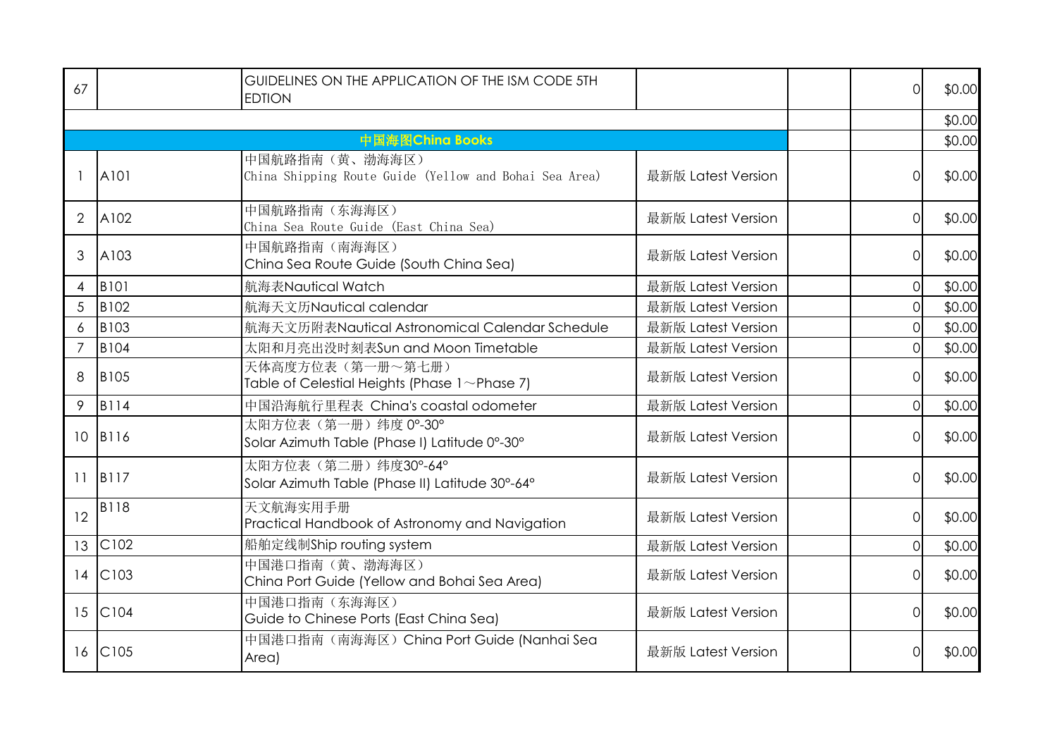| | | | | | | |
|---|---|---|---|---|---|---|
| 67 | | GUIDELINES ON THE APPLICATION OF THE ISM CODE 5TH EDTION | | | 0 | $0.00 |
| | | | | | | $0.00 |
| | | **中国海图China Books** | | | | $0.00 |
| 1 | A101 | 中国航路指南（黄、渤海海区）<br>China Shipping Route Guide (Yellow and Bohai Sea Area) | 最新版 Latest Version | | 0 | $0.00 |
| 2 | A102 | 中国航路指南（东海海区）<br>China Sea Route Guide (East China Sea) | 最新版 Latest Version | | 0 | $0.00 |
| 3 | A103 | 中国航路指南（南海海区）<br>China Sea Route Guide (South China Sea) | 最新版 Latest Version | | 0 | $0.00 |
| 4 | B101 | 航海表Nautical Watch | 最新版 Latest Version | | 0 | $0.00 |
| 5 | B102 | 航海天文历Nautical calendar | 最新版 Latest Version | | 0 | $0.00 |
| 6 | B103 | 航海天文历附表Nautical Astronomical Calendar Schedule | 最新版 Latest Version | | 0 | $0.00 |
| 7 | B104 | 太阳和月亮出没时刻表Sun and Moon Timetable | 最新版 Latest Version | | 0 | $0.00 |
| 8 | B105 | 天体高度方位表（第一册～第七册）<br>Table of Celestial Heights (Phase 1～Phase 7) | 最新版 Latest Version | | 0 | $0.00 |
| 9 | B114 | 中国沿海航行里程表 China's coastal odometer | 最新版 Latest Version | | 0 | $0.00 |
| 10 | B116 | 太阳方位表（第一册）纬度 0°-30°<br>Solar Azimuth Table (Phase I) Latitude 0°-30° | 最新版 Latest Version | | 0 | $0.00 |
| 11 | B117 | 太阳方位表（第二册）纬度30°-64°<br>Solar Azimuth Table (Phase II) Latitude 30°-64° | 最新版 Latest Version | | 0 | $0.00 |
| 12 | B118 | 天文航海实用手册<br>Practical Handbook of Astronomy and Navigation | 最新版 Latest Version | | 0 | $0.00 |
| 13 | C102 | 船舶定线制Ship routing system | 最新版 Latest Version | | 0 | $0.00 |
| 14 | C103 | 中国港口指南（黄、渤海海区）<br>China Port Guide (Yellow and Bohai Sea Area) | 最新版 Latest Version | | 0 | $0.00 |
| 15 | C104 | 中国港口指南（东海海区）<br>Guide to Chinese Ports (East China Sea) | 最新版 Latest Version | | 0 | $0.00 |
| 16 | C105 | 中国港口指南（南海海区）China Port Guide (Nanhai Sea Area) | 最新版 Latest Version | | 0 | $0.00 |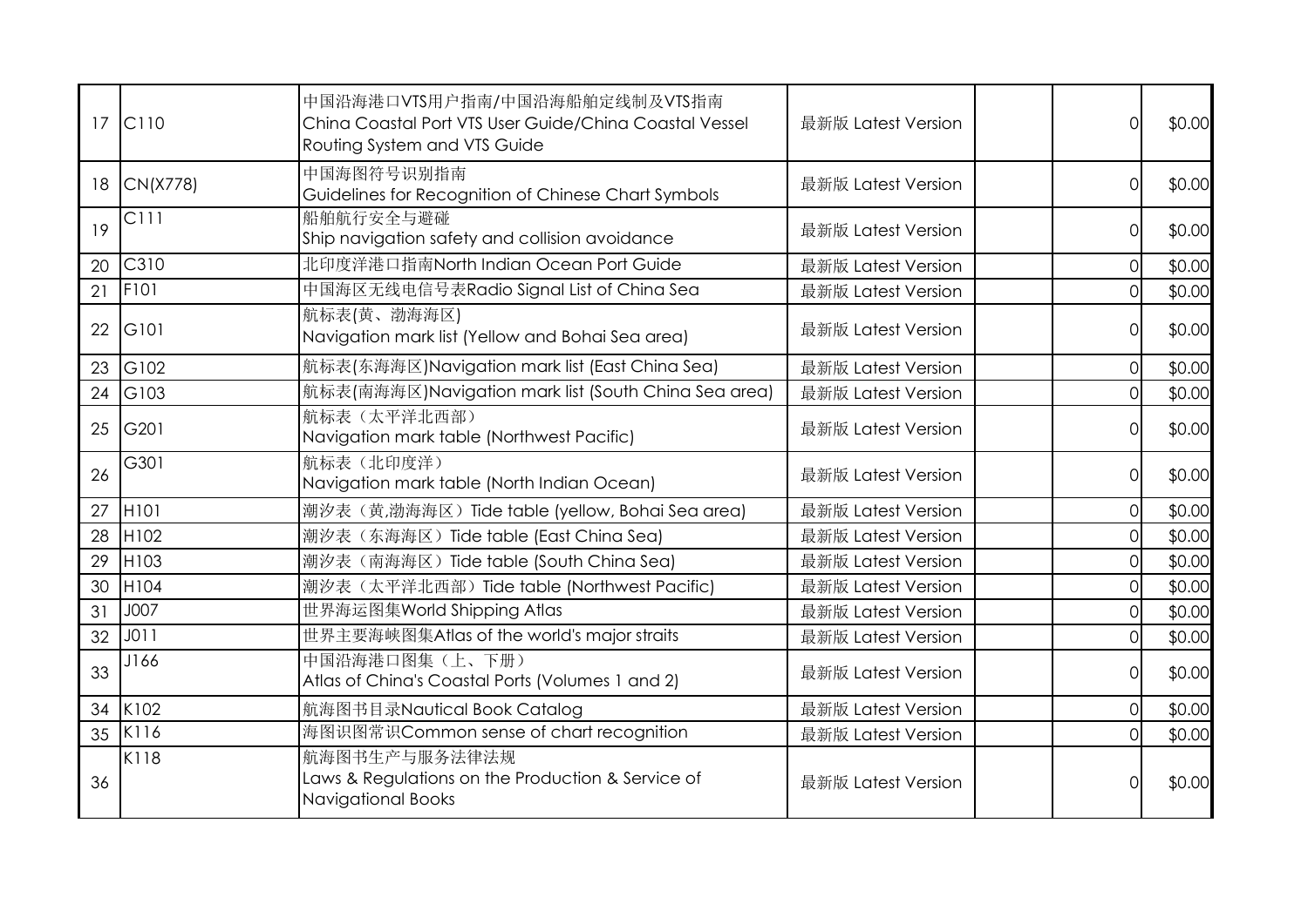| | | | | | | |
|---|---|---|---|---|---|---|
| 17 | C110 | 中国沿海港口VTS用户指南/中国沿海船舶定线制及VTS指南<br>China Coastal Port VTS User Guide/China Coastal Vessel Routing System and VTS Guide | 最新版 Latest Version | | 0 | $0.00 |
| 18 | CN(X778) | 中国海图符号识别指南<br>Guidelines for Recognition of Chinese Chart Symbols | 最新版 Latest Version | | 0 | $0.00 |
| 19 | C111 | 船舶航行安全与避碰<br>Ship navigation safety and collision avoidance | 最新版 Latest Version | | 0 | $0.00 |
| 20 | C310 | 北印度洋港口指南North Indian Ocean Port Guide | 最新版 Latest Version | | 0 | $0.00 |
| 21 | F101 | 中国海区无线电信号表Radio Signal List of China Sea | 最新版 Latest Version | | 0 | $0.00 |
| 22 | G101 | 航标表(黄、渤海海区)<br>Navigation mark list (Yellow and Bohai Sea area) | 最新版 Latest Version | | 0 | $0.00 |
| 23 | G102 | 航标表(东海海区)Navigation mark list (East China Sea) | 最新版 Latest Version | | 0 | $0.00 |
| 24 | G103 | 航标表(南海海区)Navigation mark list (South China Sea area) | 最新版 Latest Version | | 0 | $0.00 |
| 25 | G201 | 航标表（太平洋北西部）<br>Navigation mark table (Northwest Pacific) | 最新版 Latest Version | | 0 | $0.00 |
| 26 | G301 | 航标表（北印度洋）<br>Navigation mark table (North Indian Ocean) | 最新版 Latest Version | | 0 | $0.00 |
| 27 | H101 | 潮汐表（黄,渤海海区）Tide table (yellow, Bohai Sea area) | 最新版 Latest Version | | 0 | $0.00 |
| 28 | H102 | 潮汐表（东海海区）Tide table (East China Sea) | 最新版 Latest Version | | 0 | $0.00 |
| 29 | H103 | 潮汐表（南海海区）Tide table (South China Sea) | 最新版 Latest Version | | 0 | $0.00 |
| 30 | H104 | 潮汐表（太平洋北西部）Tide table (Northwest Pacific) | 最新版 Latest Version | | 0 | $0.00 |
| 31 | J007 | 世界海运图集World Shipping Atlas | 最新版 Latest Version | | 0 | $0.00 |
| 32 | J011 | 世界主要海峡图集Atlas of the world's major straits | 最新版 Latest Version | | 0 | $0.00 |
| 33 | J166 | 中国沿海港口图集（上、下册）<br>Atlas of China's Coastal Ports (Volumes 1 and 2) | 最新版 Latest Version | | 0 | $0.00 |
| 34 | K102 | 航海图书目录Nautical Book Catalog | 最新版 Latest Version | | 0 | $0.00 |
| 35 | K116 | 海图识图常识Common sense of chart recognition | 最新版 Latest Version | | 0 | $0.00 |
| 36 | K118 | 航海图书生产与服务法律法规<br>Laws & Regulations on the Production & Service of Navigational Books | 最新版 Latest Version | | 0 | $0.00 |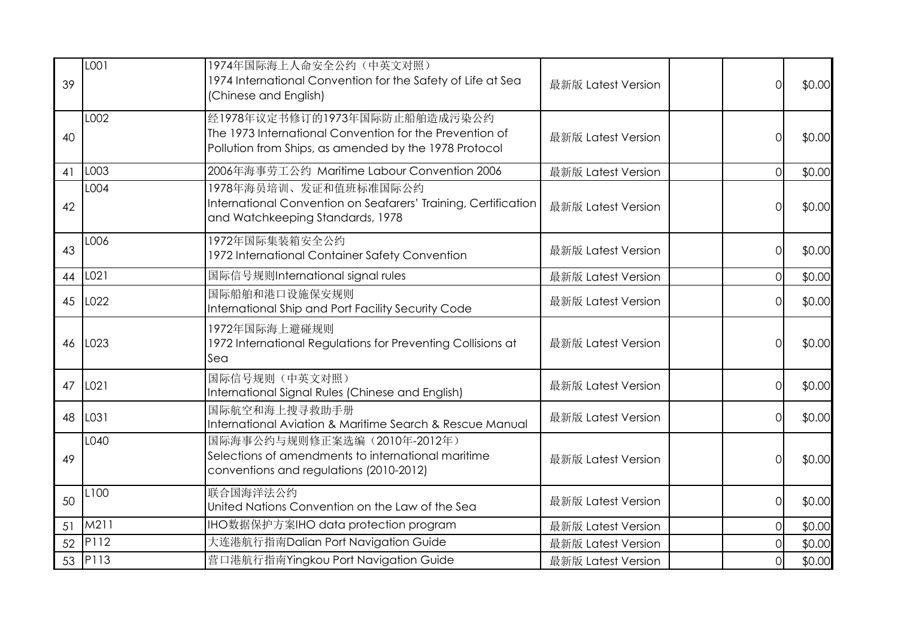| | | | | | | |
|---|---|---|---|---|---|---|
| 39 | L001 | 1974年国际海上人命安全公约（中英文对照）<br>1974 International Convention for the Safety of Life at Sea (Chinese and English) | 最新版 Latest Version | | 0 | $0.00 |
| 40 | L002 | 经1978年议定书修订的1973年国际防止船舶造成污染公约<br>The 1973 International Convention for the Prevention of Pollution from Ships, as amended by the 1978 Protocol | 最新版 Latest Version | | 0 | $0.00 |
| 41 | L003 | 2006年海事劳工公约 Maritime Labour Convention 2006 | 最新版 Latest Version | | 0 | $0.00 |
| 42 | L004 | 1978年海员培训、发证和值班标准国际公约<br>International Convention on Seafarers' Training, Certification and Watchkeeping Standards, 1978 | 最新版 Latest Version | | 0 | $0.00 |
| 43 | L006 | 1972年国际集装箱安全公约<br>1972 International Container Safety Convention | 最新版 Latest Version | | 0 | $0.00 |
| 44 | L021 | 国际信号规则International signal rules | 最新版 Latest Version | | 0 | $0.00 |
| 45 | L022 | 国际船舶和港口设施保安规则<br>International Ship and Port Facility Security Code | 最新版 Latest Version | | 0 | $0.00 |
| 46 | L023 | 1972年国际海上避碰规则<br>1972 International Regulations for Preventing Collisions at Sea | 最新版 Latest Version | | 0 | $0.00 |
| 47 | L021 | 国际信号规则（中英文对照）<br>International Signal Rules (Chinese and English) | 最新版 Latest Version | | 0 | $0.00 |
| 48 | L031 | 国际航空和海上搜寻救助手册<br>International Aviation & Maritime Search & Rescue Manual | 最新版 Latest Version | | 0 | $0.00 |
| 49 | L040 | 国际海事公约与规则修正案选编（2010年-2012年）<br>Selections of amendments to international maritime conventions and regulations (2010-2012) | 最新版 Latest Version | | 0 | $0.00 |
| 50 | L100 | 联合国海洋法公约<br>United Nations Convention on the Law of the Sea | 最新版 Latest Version | | 0 | $0.00 |
| 51 | M211 | IHO数据保护方案IHO data protection program | 最新版 Latest Version | | 0 | $0.00 |
| 52 | P112 | 大连港航行指南Dalian Port Navigation Guide | 最新版 Latest Version | | 0 | $0.00 |
| 53 | P113 | 营口港航行指南Yingkou Port Navigation Guide | 最新版 Latest Version | | 0 | $0.00 |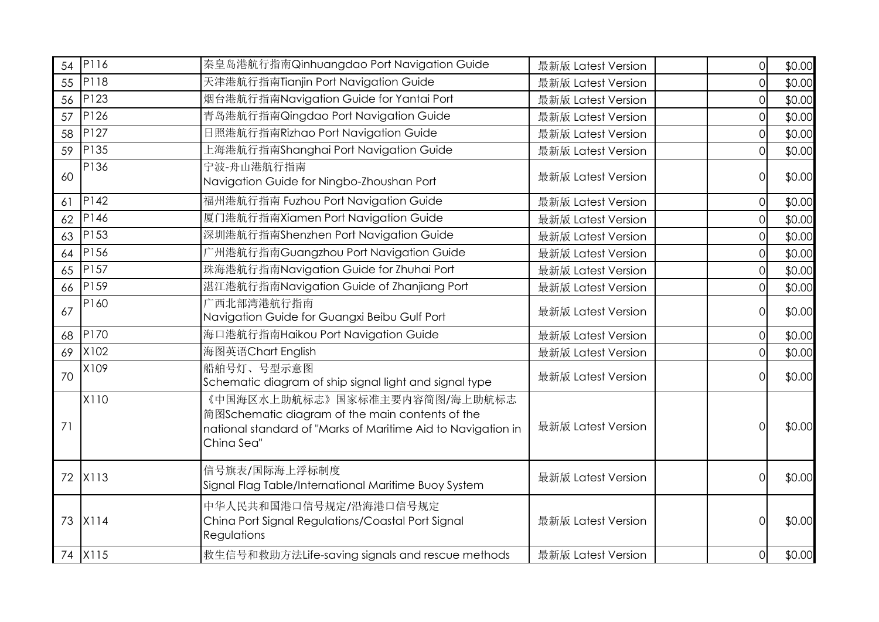| | | | | | | |
|---|---|---|---|---|---|---|
| 54 | P116 | 秦皇岛港航行指南Qinhuangdao Port Navigation Guide | 最新版 Latest Version | | 0 | $0.00 |
| 55 | P118 | 天津港航行指南Tianjin Port Navigation Guide | 最新版 Latest Version | | 0 | $0.00 |
| 56 | P123 | 烟台港航行指南Navigation Guide for Yantai Port | 最新版 Latest Version | | 0 | $0.00 |
| 57 | P126 | 青岛港航行指南Qingdao Port Navigation Guide | 最新版 Latest Version | | 0 | $0.00 |
| 58 | P127 | 日照港航行指南Rizhao Port Navigation Guide | 最新版 Latest Version | | 0 | $0.00 |
| 59 | P135 | 上海港航行指南Shanghai Port Navigation Guide | 最新版 Latest Version | | 0 | $0.00 |
| 60 | P136 | 宁波-舟山港航行指南<br>Navigation Guide for Ningbo-Zhoushan Port | 最新版 Latest Version | | 0 | $0.00 |
| 61 | P142 | 福州港航行指南 Fuzhou Port Navigation Guide | 最新版 Latest Version | | 0 | $0.00 |
| 62 | P146 | 厦门港航行指南Xiamen Port Navigation Guide | 最新版 Latest Version | | 0 | $0.00 |
| 63 | P153 | 深圳港航行指南Shenzhen Port Navigation Guide | 最新版 Latest Version | | 0 | $0.00 |
| 64 | P156 | 广州港航行指南Guangzhou Port Navigation Guide | 最新版 Latest Version | | 0 | $0.00 |
| 65 | P157 | 珠海港航行指南Navigation Guide for Zhuhai Port | 最新版 Latest Version | | 0 | $0.00 |
| 66 | P159 | 湛江港航行指南Navigation Guide of Zhanjiang Port | 最新版 Latest Version | | 0 | $0.00 |
| 67 | P160 | 广西北部湾港航行指南<br>Navigation Guide for Guangxi Beibu Gulf Port | 最新版 Latest Version | | 0 | $0.00 |
| 68 | P170 | 海口港航行指南Haikou Port Navigation Guide | 最新版 Latest Version | | 0 | $0.00 |
| 69 | X102 | 海图英语Chart English | 最新版 Latest Version | | 0 | $0.00 |
| 70 | X109 | 船舶号灯、号型示意图<br>Schematic diagram of ship signal light and signal type | 最新版 Latest Version | | 0 | $0.00 |
| 71 | X110 | 《中国海区水上助航标志》国家标准主要内容简图/海上助航标志简图Schematic diagram of the main contents of the national standard of "Marks of Maritime Aid to Navigation in China Sea" | 最新版 Latest Version | | 0 | $0.00 |
| 72 | X113 | 信号旗表/国际海上浮标制度<br>Signal Flag Table/International Maritime Buoy System | 最新版 Latest Version | | 0 | $0.00 |
| 73 | X114 | 中华人民共和国港口信号规定/沿海港口信号规定<br>China Port Signal Regulations/Coastal Port Signal Regulations | 最新版 Latest Version | | 0 | $0.00 |
| 74 | X115 | 救生信号和救助方法Life-saving signals and rescue methods | 最新版 Latest Version | | 0 | $0.00 |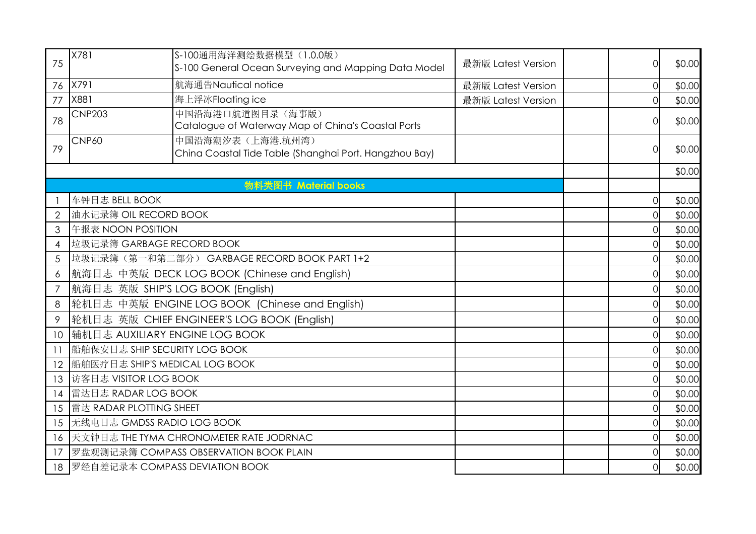| | | | | | | |
|---|---|---|---|---|---|---|
| 75 | X781 | S-100通用海洋测绘数据模型（1.0.0版） S-100 General Ocean Surveying and Mapping Data Model | 最新版 Latest Version | | 0 | $0.00 |
| 76 | X791 | 航海通告Nautical notice | 最新版 Latest Version | | 0 | $0.00 |
| 77 | X881 | 海上浮冰Floating ice | 最新版 Latest Version | | 0 | $0.00 |
| 78 | CNP203 | 中国沿海港口航道图目录（海事版） Catalogue of Waterway Map of China's Coastal Ports | | | 0 | $0.00 |
| 79 | CNP60 | 中国沿海潮汐表（上海港.杭州湾） China Coastal Tide Table (Shanghai Port. Hangzhou Bay) | | | 0 | $0.00 |
| | | | | | | $0.00 |
| **物料类图书 Material books** | | | | | | |
| 1 | 车钟日志 BELL BOOK | | | | 0 | $0.00 |
| 2 | 油水记录簿 OIL RECORD BOOK | | | | 0 | $0.00 |
| 3 | 午报表 NOON POSITION | | | | 0 | $0.00 |
| 4 | 垃圾记录簿 GARBAGE RECORD BOOK | | | | 0 | $0.00 |
| 5 | 垃圾记录簿（第一和第二部分） GARBAGE RECORD BOOK PART 1+2 | | | | 0 | $0.00 |
| 6 | 航海日志 中英版 DECK LOG BOOK (Chinese and English) | | | | 0 | $0.00 |
| 7 | 航海日志 英版 SHIP'S LOG BOOK (English) | | | | 0 | $0.00 |
| 8 | 轮机日志 中英版 ENGINE LOG BOOK (Chinese and English) | | | | 0 | $0.00 |
| 9 | 轮机日志 英版 CHIEF ENGINEER'S LOG BOOK (English) | | | | 0 | $0.00 |
| 10 | 辅机日志 AUXILIARY ENGINE LOG BOOK | | | | 0 | $0.00 |
| 11 | 船舶保安日志 SHIP SECURITY LOG BOOK | | | | 0 | $0.00 |
| 12 | 船舶医疗日志 SHIP'S MEDICAL LOG BOOK | | | | 0 | $0.00 |
| 13 | 访客日志 VISITOR LOG BOOK | | | | 0 | $0.00 |
| 14 | 雷达日志 RADAR LOG BOOK | | | | 0 | $0.00 |
| 15 | 雷达 RADAR PLOTTING SHEET | | | | 0 | $0.00 |
| 15 | 无线电日志 GMDSS RADIO LOG BOOK | | | | 0 | $0.00 |
| 16 | 天文钟日志 THE TYMA CHRONOMETER RATE JODRNAC | | | | 0 | $0.00 |
| 17 | 罗盘观测记录簿 COMPASS OBSERVATION BOOK PLAIN | | | | 0 | $0.00 |
| 18 | 罗经自差记录本 COMPASS DEVIATION BOOK | | | | 0 | $0.00 |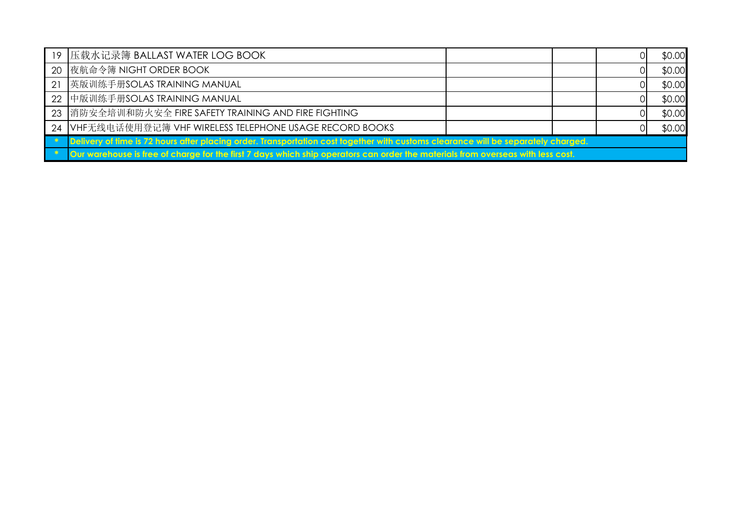| | | | | | |
|---|---|---|---|---|---|
| 19 | 压载水记录簿 BALLAST WATER LOG BOOK | | | 0 | $0.00 |
| 20 | 夜航命令簿 NIGHT ORDER BOOK | | | 0 | $0.00 |
| 21 | 英版训练手册SOLAS TRAINING MANUAL | | | 0 | $0.00 |
| 22 | 中版训练手册SOLAS TRAINING MANUAL | | | 0 | $0.00 |
| 23 | 消防安全培训和防火安全 FIRE SAFETY TRAINING AND FIRE FIGHTING | | | 0 | $0.00 |
| 24 | VHF无线电话使用登记簿 VHF WIRELESS TELEPHONE USAGE RECORD BOOKS | | | 0 | $0.00 |
| * | **Delivery of time is 72 hours after placing order. Transportation cost together with customs clearance will be separately charged.** | | | | |
| * | **Our warehouse is free of charge for the first 7 days which ship operators can order the materials from overseas with less cost.** | | | | |